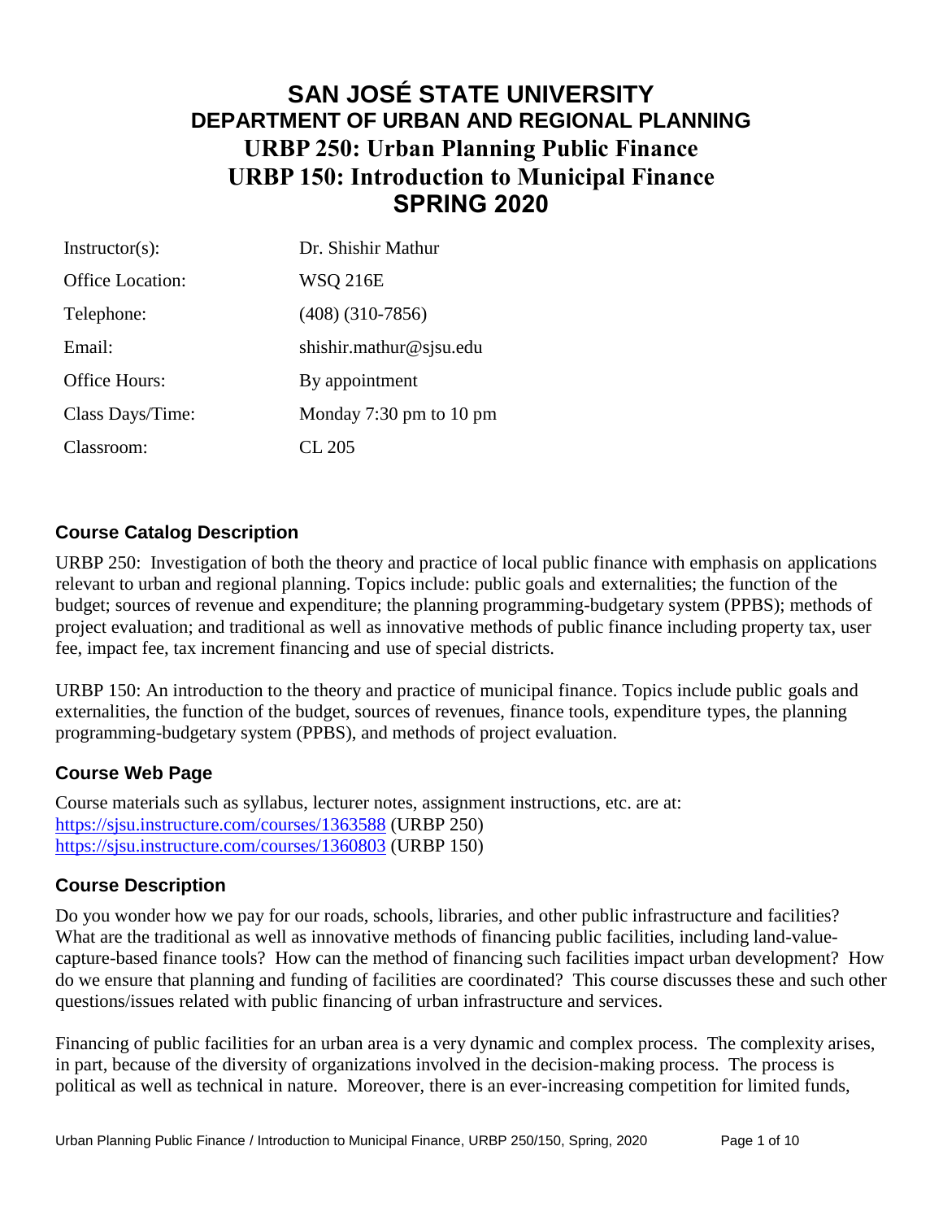# SAN JOSÉ STATE UNIVERSITY
## DEPARTMENT OF URBAN AND REGIONAL PLANNING
## URBP 250: Urban Planning Public Finance
## URBP 150: Introduction to Municipal Finance
## SPRING 2020

| | |
|---|---|
| Instructor(s): | Dr. Shishir Mathur |
| Office Location: | WSQ 216E |
| Telephone: | (408) (310-7856) |
| Email: | shishir.mathur@sjsu.edu |
| Office Hours: | By appointment |
| Class Days/Time: | Monday 7:30 pm to 10 pm |
| Classroom: | CL 205 |

### Course Catalog Description

URBP 250: Investigation of both the theory and practice of local public finance with emphasis on applications relevant to urban and regional planning. Topics include: public goals and externalities; the function of the budget; sources of revenue and expenditure; the planning programming-budgetary system (PPBS); methods of project evaluation; and traditional as well as innovative methods of public finance including property tax, user fee, impact fee, tax increment financing and use of special districts.

URBP 150: An introduction to the theory and practice of municipal finance. Topics include public goals and externalities, the function of the budget, sources of revenues, finance tools, expenditure types, the planning programming-budgetary system (PPBS), and methods of project evaluation.

### Course Web Page

Course materials such as syllabus, lecturer notes, assignment instructions, etc. are at:
https://sjsu.instructure.com/courses/1363588 (URBP 250)
https://sjsu.instructure.com/courses/1360803 (URBP 150)

### Course Description

Do you wonder how we pay for our roads, schools, libraries, and other public infrastructure and facilities? What are the traditional as well as innovative methods of financing public facilities, including land-value-capture-based finance tools? How can the method of financing such facilities impact urban development? How do we ensure that planning and funding of facilities are coordinated? This course discusses these and such other questions/issues related with public financing of urban infrastructure and services.

Financing of public facilities for an urban area is a very dynamic and complex process. The complexity arises, in part, because of the diversity of organizations involved in the decision-making process. The process is political as well as technical in nature. Moreover, there is an ever-increasing competition for limited funds,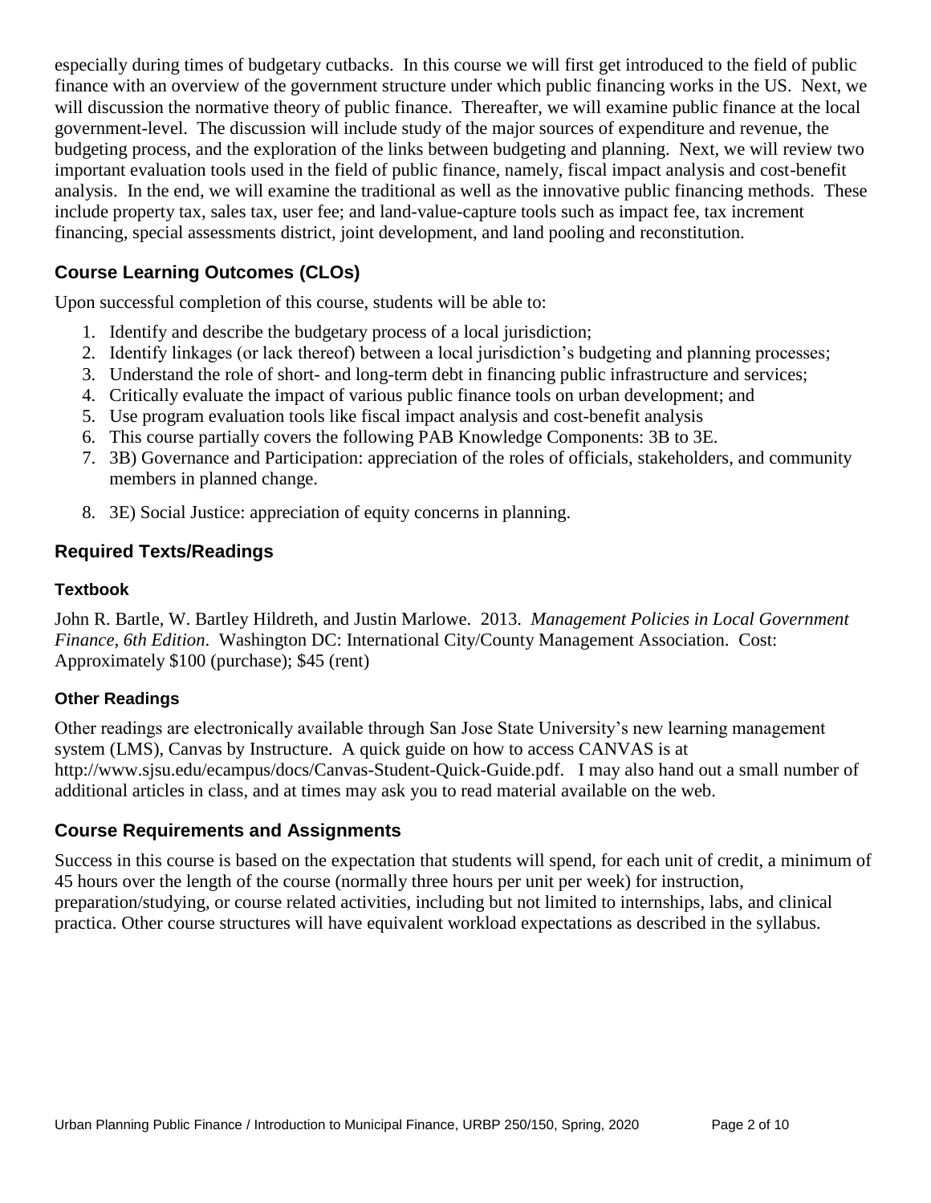especially during times of budgetary cutbacks. In this course we will first get introduced to the field of public finance with an overview of the government structure under which public financing works in the US. Next, we will discussion the normative theory of public finance. Thereafter, we will examine public finance at the local government-level. The discussion will include study of the major sources of expenditure and revenue, the budgeting process, and the exploration of the links between budgeting and planning. Next, we will review two important evaluation tools used in the field of public finance, namely, fiscal impact analysis and cost-benefit analysis. In the end, we will examine the traditional as well as the innovative public financing methods. These include property tax, sales tax, user fee; and land-value-capture tools such as impact fee, tax increment financing, special assessments district, joint development, and land pooling and reconstitution.

## Course Learning Outcomes (CLOs)

Upon successful completion of this course, students will be able to:

1. Identify and describe the budgetary process of a local jurisdiction;
2. Identify linkages (or lack thereof) between a local jurisdiction's budgeting and planning processes;
3. Understand the role of short- and long-term debt in financing public infrastructure and services;
4. Critically evaluate the impact of various public finance tools on urban development; and
5. Use program evaluation tools like fiscal impact analysis and cost-benefit analysis
6. This course partially covers the following PAB Knowledge Components: 3B to 3E.
7. 3B) Governance and Participation: appreciation of the roles of officials, stakeholders, and community members in planned change.
8. 3E) Social Justice: appreciation of equity concerns in planning.

## Required Texts/Readings

### Textbook

John R. Bartle, W. Bartley Hildreth, and Justin Marlowe. 2013. *Management Policies in Local Government Finance, 6th Edition*. Washington DC: International City/County Management Association. Cost: Approximately $100 (purchase); $45 (rent)

### Other Readings

Other readings are electronically available through San Jose State University's new learning management system (LMS), Canvas by Instructure. A quick guide on how to access CANVAS is at http://www.sjsu.edu/ecampus/docs/Canvas-Student-Quick-Guide.pdf. I may also hand out a small number of additional articles in class, and at times may ask you to read material available on the web.

## Course Requirements and Assignments

Success in this course is based on the expectation that students will spend, for each unit of credit, a minimum of 45 hours over the length of the course (normally three hours per unit per week) for instruction, preparation/studying, or course related activities, including but not limited to internships, labs, and clinical practica. Other course structures will have equivalent workload expectations as described in the syllabus.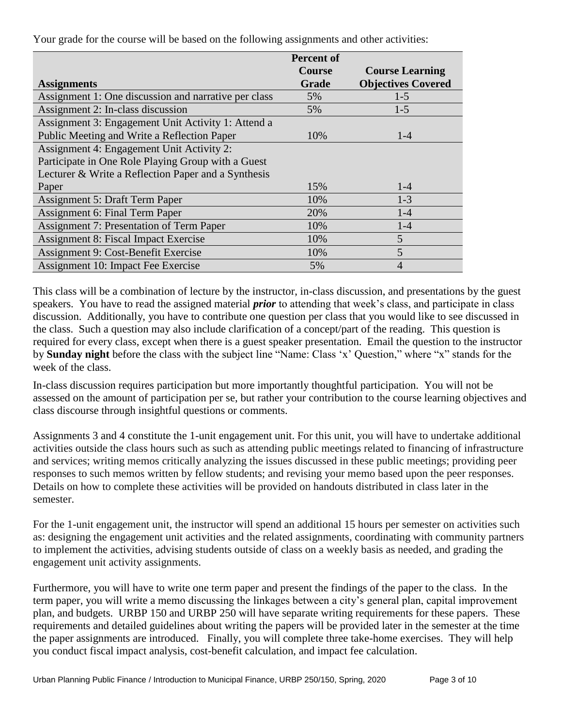Your grade for the course will be based on the following assignments and other activities:

| Assignments | Percent of Course Grade | Course Learning Objectives Covered |
| --- | --- | --- |
| Assignment 1: One discussion and narrative per class | 5% | 1-5 |
| Assignment 2: In-class discussion | 5% | 1-5 |
| Assignment 3: Engagement Unit Activity 1: Attend a Public Meeting and Write a Reflection Paper | 10% | 1-4 |
| Assignment 4: Engagement Unit Activity 2: Participate in One Role Playing Group with a Guest Lecturer & Write a Reflection Paper and a Synthesis Paper | 15% | 1-4 |
| Assignment 5: Draft Term Paper | 10% | 1-3 |
| Assignment 6: Final Term Paper | 20% | 1-4 |
| Assignment 7: Presentation of Term Paper | 10% | 1-4 |
| Assignment 8: Fiscal Impact Exercise | 10% | 5 |
| Assignment 9: Cost-Benefit Exercise | 10% | 5 |
| Assignment 10: Impact Fee Exercise | 5% | 4 |

This class will be a combination of lecture by the instructor, in-class discussion, and presentations by the guest speakers. You have to read the assigned material ***prior*** to attending that week's class, and participate in class discussion. Additionally, you have to contribute one question per class that you would like to see discussed in the class. Such a question may also include clarification of a concept/part of the reading. This question is required for every class, except when there is a guest speaker presentation. Email the question to the instructor by **Sunday night** before the class with the subject line "Name: Class 'x' Question," where "x" stands for the week of the class.

In-class discussion requires participation but more importantly thoughtful participation. You will not be assessed on the amount of participation per se, but rather your contribution to the course learning objectives and class discourse through insightful questions or comments.

Assignments 3 and 4 constitute the 1-unit engagement unit. For this unit, you will have to undertake additional activities outside the class hours such as such as attending public meetings related to financing of infrastructure and services; writing memos critically analyzing the issues discussed in these public meetings; providing peer responses to such memos written by fellow students; and revising your memo based upon the peer responses. Details on how to complete these activities will be provided on handouts distributed in class later in the semester.

For the 1-unit engagement unit, the instructor will spend an additional 15 hours per semester on activities such as: designing the engagement unit activities and the related assignments, coordinating with community partners to implement the activities, advising students outside of class on a weekly basis as needed, and grading the engagement unit activity assignments.

Furthermore, you will have to write one term paper and present the findings of the paper to the class. In the term paper, you will write a memo discussing the linkages between a city's general plan, capital improvement plan, and budgets. URBP 150 and URBP 250 will have separate writing requirements for these papers. These requirements and detailed guidelines about writing the papers will be provided later in the semester at the time the paper assignments are introduced. Finally, you will complete three take-home exercises. They will help you conduct fiscal impact analysis, cost-benefit calculation, and impact fee calculation.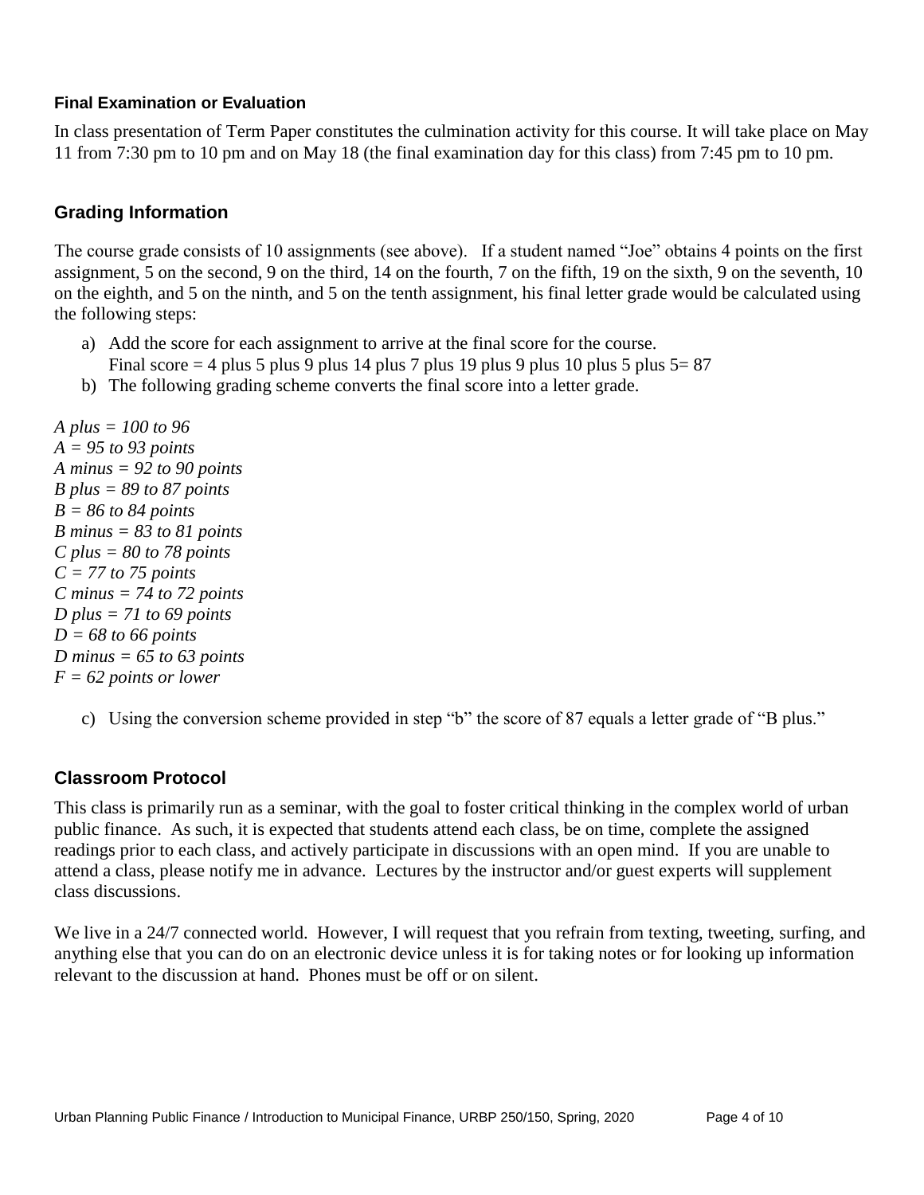#### Final Examination or Evaluation

In class presentation of Term Paper constitutes the culmination activity for this course. It will take place on May 11 from 7:30 pm to 10 pm and on May 18 (the final examination day for this class) from 7:45 pm to 10 pm.

### Grading Information

The course grade consists of 10 assignments (see above). If a student named "Joe" obtains 4 points on the first assignment, 5 on the second, 9 on the third, 14 on the fourth, 7 on the fifth, 19 on the sixth, 9 on the seventh, 10 on the eighth, and 5 on the ninth, and 5 on the tenth assignment, his final letter grade would be calculated using the following steps:

a) Add the score for each assignment to arrive at the final score for the course.
   Final score = 4 plus 5 plus 9 plus 14 plus 7 plus 19 plus 9 plus 10 plus 5 plus 5= 87
b) The following grading scheme converts the final score into a letter grade.

*A plus = 100 to 96*
*A = 95 to 93 points*
*A minus = 92 to 90 points*
*B plus = 89 to 87 points*
*B = 86 to 84 points*
*B minus = 83 to 81 points*
*C plus = 80 to 78 points*
*C = 77 to 75 points*
*C minus = 74 to 72 points*
*D plus = 71 to 69 points*
*D = 68 to 66 points*
*D minus = 65 to 63 points*
*F = 62 points or lower*

c) Using the conversion scheme provided in step "b" the score of 87 equals a letter grade of "B plus."

### Classroom Protocol

This class is primarily run as a seminar, with the goal to foster critical thinking in the complex world of urban public finance. As such, it is expected that students attend each class, be on time, complete the assigned readings prior to each class, and actively participate in discussions with an open mind. If you are unable to attend a class, please notify me in advance. Lectures by the instructor and/or guest experts will supplement class discussions.

We live in a 24/7 connected world. However, I will request that you refrain from texting, tweeting, surfing, and anything else that you can do on an electronic device unless it is for taking notes or for looking up information relevant to the discussion at hand. Phones must be off or on silent.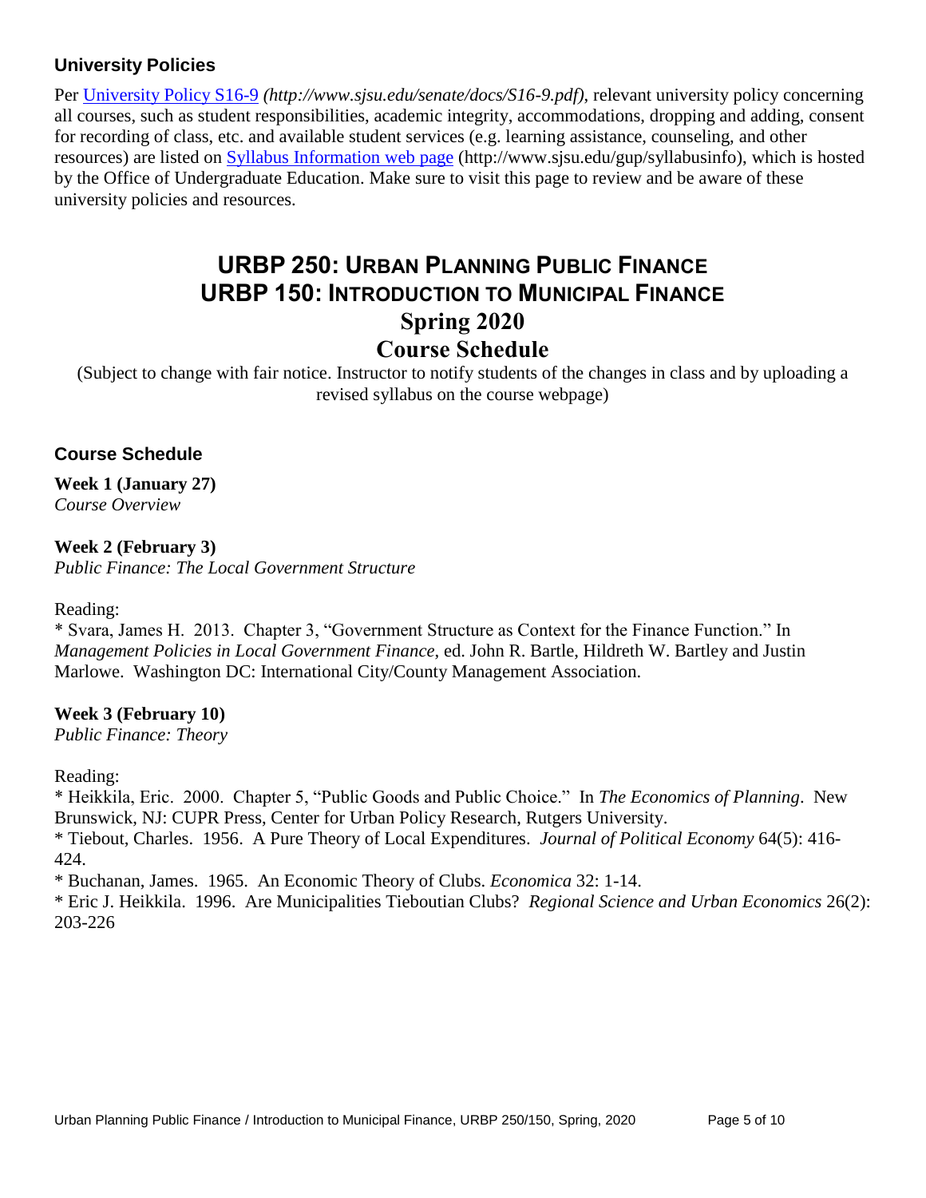### University Policies

Per [University Policy S16-9](http://www.sjsu.edu/senate/docs/S16-9.pdf) *(http://www.sjsu.edu/senate/docs/S16-9.pdf)*, relevant university policy concerning all courses, such as student responsibilities, academic integrity, accommodations, dropping and adding, consent for recording of class, etc. and available student services (e.g. learning assistance, counseling, and other resources) are listed on [Syllabus Information web page](http://www.sjsu.edu/gup/syllabusinfo) (http://www.sjsu.edu/gup/syllabusinfo), which is hosted by the Office of Undergraduate Education. Make sure to visit this page to review and be aware of these university policies and resources.

# URBP 250: Urban Planning Public Finance
# URBP 150: Introduction to Municipal Finance
# Spring 2020
# Course Schedule

(Subject to change with fair notice. Instructor to notify students of the changes in class and by uploading a revised syllabus on the course webpage)

### Course Schedule

**Week 1 (January 27)**
*Course Overview*

**Week 2 (February 3)**
*Public Finance: The Local Government Structure*

Reading:
* Svara, James H. 2013. Chapter 3, "Government Structure as Context for the Finance Function." In *Management Policies in Local Government Finance*, ed. John R. Bartle, Hildreth W. Bartley and Justin Marlowe. Washington DC: International City/County Management Association.

**Week 3 (February 10)**
*Public Finance: Theory*

Reading:
* Heikkila, Eric. 2000. Chapter 5, "Public Goods and Public Choice." In *The Economics of Planning*. New Brunswick, NJ: CUPR Press, Center for Urban Policy Research, Rutgers University.
* Tiebout, Charles. 1956. A Pure Theory of Local Expenditures. *Journal of Political Economy* 64(5): 416-424.
* Buchanan, James. 1965. An Economic Theory of Clubs. *Economica* 32: 1-14.
* Eric J. Heikkila. 1996. Are Municipalities Tieboutian Clubs? *Regional Science and Urban Economics* 26(2): 203-226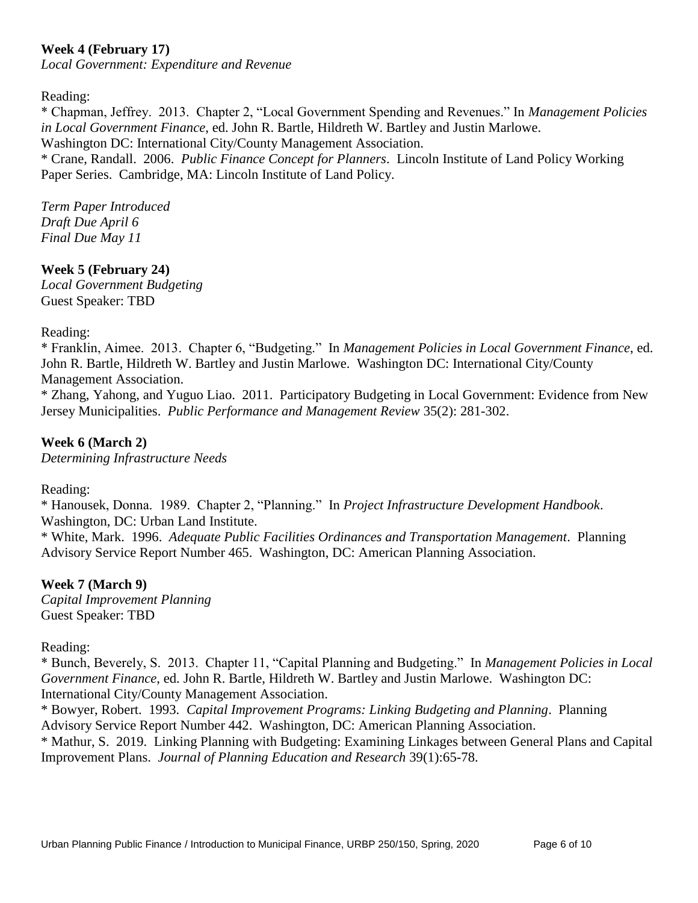**Week 4 (February 17)**
*Local Government: Expenditure and Revenue*

Reading:

* Chapman, Jeffrey. 2013. Chapter 2, "Local Government Spending and Revenues." In *Management Policies in Local Government Finance*, ed. John R. Bartle, Hildreth W. Bartley and Justin Marlowe. Washington DC: International City/County Management Association.
* Crane, Randall. 2006. *Public Finance Concept for Planners*. Lincoln Institute of Land Policy Working Paper Series. Cambridge, MA: Lincoln Institute of Land Policy.

*Term Paper Introduced*
*Draft Due April 6*
*Final Due May 11*

**Week 5 (February 24)**
*Local Government Budgeting*
Guest Speaker: TBD

Reading:

* Franklin, Aimee. 2013. Chapter 6, "Budgeting." In *Management Policies in Local Government Finance*, ed. John R. Bartle, Hildreth W. Bartley and Justin Marlowe. Washington DC: International City/County Management Association.
* Zhang, Yahong, and Yuguo Liao. 2011. Participatory Budgeting in Local Government: Evidence from New Jersey Municipalities. *Public Performance and Management Review* 35(2): 281-302.

**Week 6 (March 2)**
*Determining Infrastructure Needs*

Reading:

* Hanousek, Donna. 1989. Chapter 2, "Planning." In *Project Infrastructure Development Handbook*. Washington, DC: Urban Land Institute.
* White, Mark. 1996. *Adequate Public Facilities Ordinances and Transportation Management*. Planning Advisory Service Report Number 465. Washington, DC: American Planning Association.

**Week 7 (March 9)**
*Capital Improvement Planning*
Guest Speaker: TBD

Reading:

* Bunch, Beverely, S. 2013. Chapter 11, "Capital Planning and Budgeting." In *Management Policies in Local Government Finance*, ed. John R. Bartle, Hildreth W. Bartley and Justin Marlowe. Washington DC: International City/County Management Association.
* Bowyer, Robert. 1993. *Capital Improvement Programs: Linking Budgeting and Planning*. Planning Advisory Service Report Number 442. Washington, DC: American Planning Association.
* Mathur, S. 2019. Linking Planning with Budgeting: Examining Linkages between General Plans and Capital Improvement Plans. *Journal of Planning Education and Research* 39(1):65-78.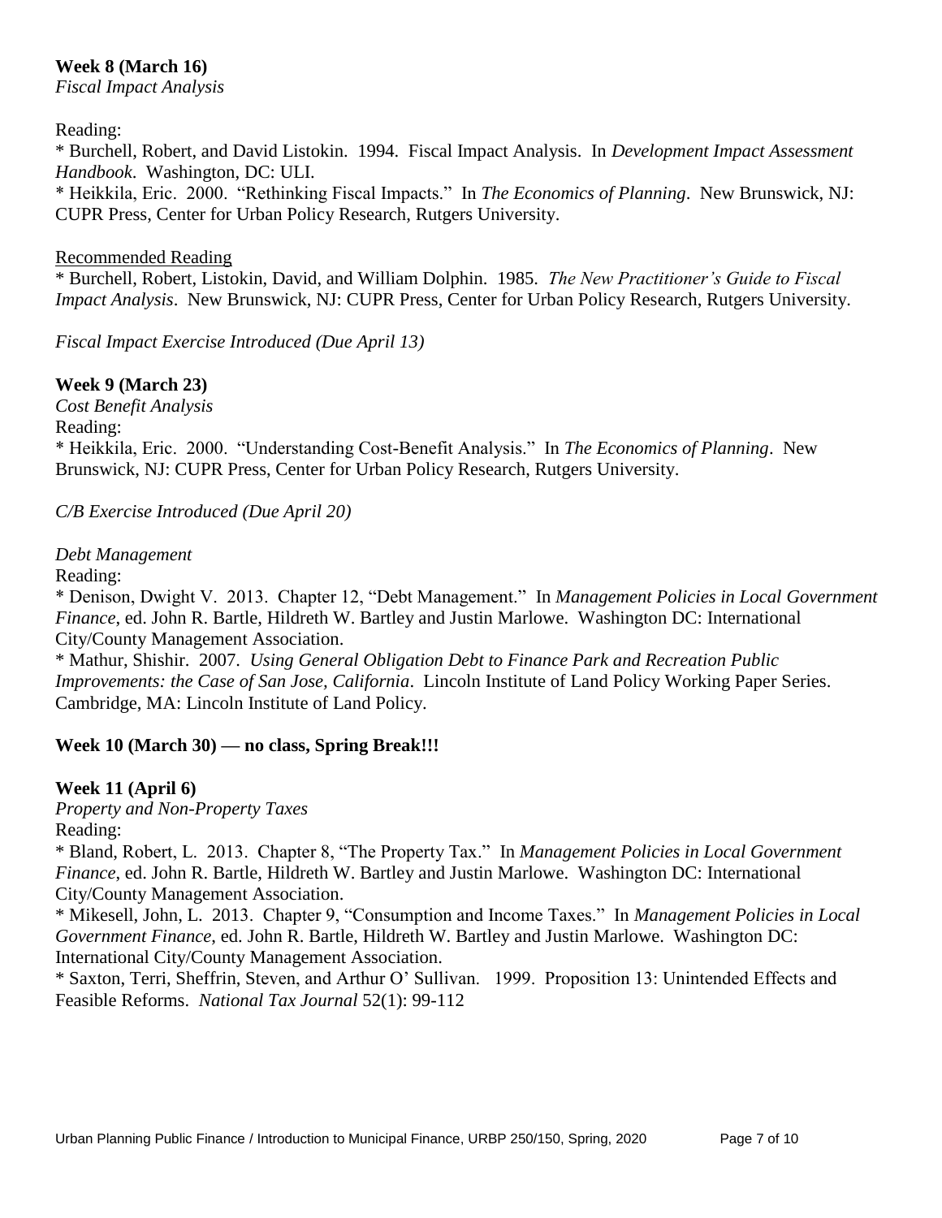**Week 8 (March 16)**
*Fiscal Impact Analysis*

Reading:
* Burchell, Robert, and David Listokin. 1994. Fiscal Impact Analysis. In *Development Impact Assessment Handbook*. Washington, DC: ULI.
* Heikkila, Eric. 2000. "Rethinking Fiscal Impacts." In *The Economics of Planning*. New Brunswick, NJ: CUPR Press, Center for Urban Policy Research, Rutgers University.

<u>Recommended Reading</u>
* Burchell, Robert, Listokin, David, and William Dolphin. 1985. *The New Practitioner's Guide to Fiscal Impact Analysis*. New Brunswick, NJ: CUPR Press, Center for Urban Policy Research, Rutgers University.

*Fiscal Impact Exercise Introduced (Due April 13)*

**Week 9 (March 23)**
*Cost Benefit Analysis*
Reading:
* Heikkila, Eric. 2000. "Understanding Cost-Benefit Analysis." In *The Economics of Planning*. New Brunswick, NJ: CUPR Press, Center for Urban Policy Research, Rutgers University.

*C/B Exercise Introduced (Due April 20)*

*Debt Management*
Reading:
* Denison, Dwight V. 2013. Chapter 12, "Debt Management." In *Management Policies in Local Government Finance*, ed. John R. Bartle, Hildreth W. Bartley and Justin Marlowe. Washington DC: International City/County Management Association.
* Mathur, Shishir. 2007. *Using General Obligation Debt to Finance Park and Recreation Public Improvements: the Case of San Jose, California*. Lincoln Institute of Land Policy Working Paper Series. Cambridge, MA: Lincoln Institute of Land Policy.

**Week 10 (March 30) — no class, Spring Break!!!**

**Week 11 (April 6)**
*Property and Non-Property Taxes*
Reading:
* Bland, Robert, L. 2013. Chapter 8, "The Property Tax." In *Management Policies in Local Government Finance*, ed. John R. Bartle, Hildreth W. Bartley and Justin Marlowe. Washington DC: International City/County Management Association.
* Mikesell, John, L. 2013. Chapter 9, "Consumption and Income Taxes." In *Management Policies in Local Government Finance*, ed. John R. Bartle, Hildreth W. Bartley and Justin Marlowe. Washington DC: International City/County Management Association.
* Saxton, Terri, Sheffrin, Steven, and Arthur O' Sullivan. 1999. Proposition 13: Unintended Effects and Feasible Reforms. *National Tax Journal* 52(1): 99-112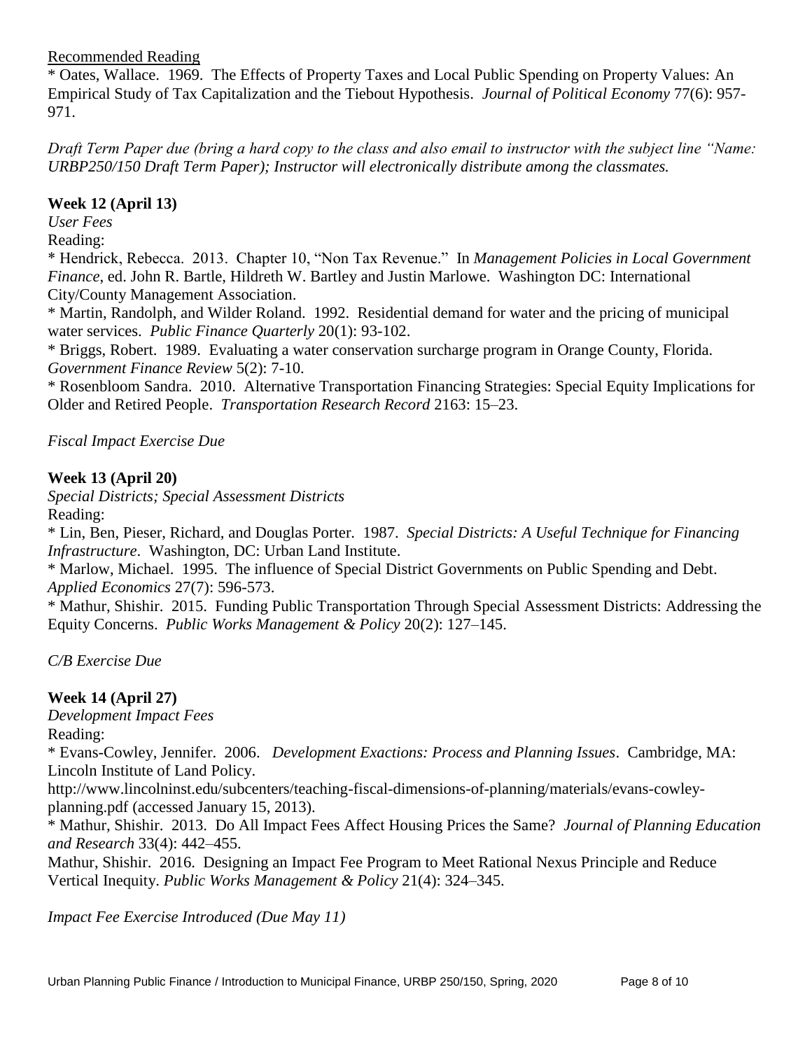Recommended Reading

* Oates, Wallace. 1969. The Effects of Property Taxes and Local Public Spending on Property Values: An Empirical Study of Tax Capitalization and the Tiebout Hypothesis. *Journal of Political Economy* 77(6): 957-971.

*Draft Term Paper due (bring a hard copy to the class and also email to instructor with the subject line "Name: URBP250/150 Draft Term Paper); Instructor will electronically distribute among the classmates.*

**Week 12 (April 13)**

*User Fees*

Reading:

* Hendrick, Rebecca. 2013. Chapter 10, "Non Tax Revenue." In *Management Policies in Local Government Finance*, ed. John R. Bartle, Hildreth W. Bartley and Justin Marlowe. Washington DC: International City/County Management Association.

* Martin, Randolph, and Wilder Roland. 1992. Residential demand for water and the pricing of municipal water services. *Public Finance Quarterly* 20(1): 93-102.

* Briggs, Robert. 1989. Evaluating a water conservation surcharge program in Orange County, Florida. *Government Finance Review* 5(2): 7-10.

* Rosenbloom Sandra. 2010. Alternative Transportation Financing Strategies: Special Equity Implications for Older and Retired People. *Transportation Research Record* 2163: 15–23.

*Fiscal Impact Exercise Due*

**Week 13 (April 20)**

*Special Districts; Special Assessment Districts*

Reading:

* Lin, Ben, Pieser, Richard, and Douglas Porter. 1987. *Special Districts: A Useful Technique for Financing Infrastructure*. Washington, DC: Urban Land Institute.

* Marlow, Michael. 1995. The influence of Special District Governments on Public Spending and Debt. *Applied Economics* 27(7): 596-573.

* Mathur, Shishir. 2015. Funding Public Transportation Through Special Assessment Districts: Addressing the Equity Concerns. *Public Works Management & Policy* 20(2): 127–145.

*C/B Exercise Due*

**Week 14 (April 27)**

*Development Impact Fees*

Reading:

* Evans-Cowley, Jennifer. 2006. *Development Exactions: Process and Planning Issues*. Cambridge, MA: Lincoln Institute of Land Policy.
http://www.lincolninst.edu/subcenters/teaching-fiscal-dimensions-of-planning/materials/evans-cowley-planning.pdf (accessed January 15, 2013).

* Mathur, Shishir. 2013. Do All Impact Fees Affect Housing Prices the Same? *Journal of Planning Education and Research* 33(4): 442–455.

Mathur, Shishir. 2016. Designing an Impact Fee Program to Meet Rational Nexus Principle and Reduce Vertical Inequity. *Public Works Management & Policy* 21(4): 324–345.

*Impact Fee Exercise Introduced (Due May 11)*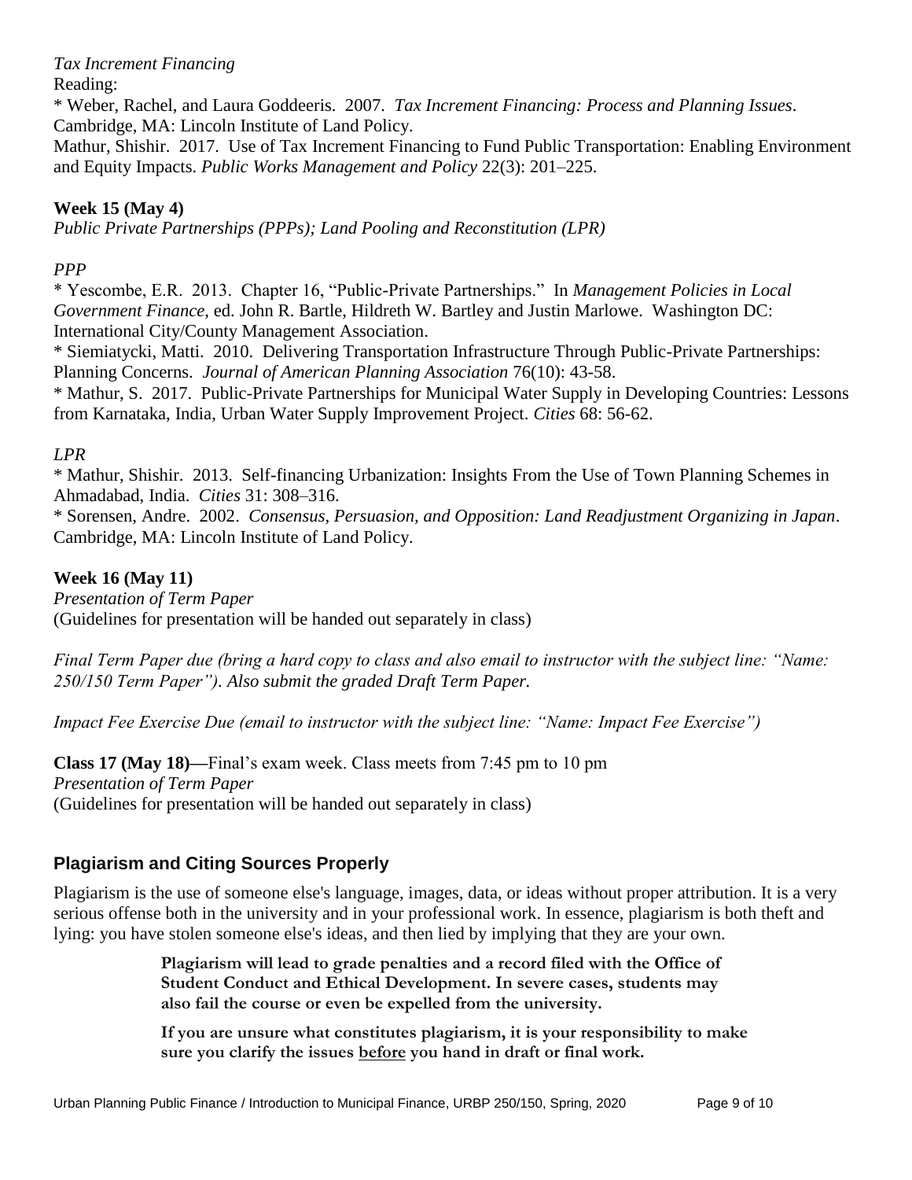*Tax Increment Financing*

Reading:

* Weber, Rachel, and Laura Goddeeris. 2007. *Tax Increment Financing: Process and Planning Issues*. Cambridge, MA: Lincoln Institute of Land Policy.

Mathur, Shishir. 2017. Use of Tax Increment Financing to Fund Public Transportation: Enabling Environment and Equity Impacts. *Public Works Management and Policy* 22(3): 201–225.

**Week 15 (May 4)**

*Public Private Partnerships (PPPs); Land Pooling and Reconstitution (LPR)*

*PPP*

* Yescombe, E.R. 2013. Chapter 16, "Public-Private Partnerships." In *Management Policies in Local Government Finance*, ed. John R. Bartle, Hildreth W. Bartley and Justin Marlowe. Washington DC: International City/County Management Association.

* Siemiatycki, Matti. 2010. Delivering Transportation Infrastructure Through Public-Private Partnerships: Planning Concerns. *Journal of American Planning Association* 76(10): 43-58.

* Mathur, S. 2017. Public-Private Partnerships for Municipal Water Supply in Developing Countries: Lessons from Karnataka, India, Urban Water Supply Improvement Project. *Cities* 68: 56-62.

*LPR*

* Mathur, Shishir. 2013. Self-financing Urbanization: Insights From the Use of Town Planning Schemes in Ahmadabad, India. *Cities* 31: 308–316.

* Sorensen, Andre. 2002. *Consensus, Persuasion, and Opposition: Land Readjustment Organizing in Japan*. Cambridge, MA: Lincoln Institute of Land Policy.

**Week 16 (May 11)**

*Presentation of Term Paper*

(Guidelines for presentation will be handed out separately in class)

*Final Term Paper due (bring a hard copy to class and also email to instructor with the subject line: "Name: 250/150 Term Paper"). Also submit the graded Draft Term Paper.*

*Impact Fee Exercise Due (email to instructor with the subject line: "Name: Impact Fee Exercise")*

**Class 17 (May 18)—**Final's exam week. Class meets from 7:45 pm to 10 pm

*Presentation of Term Paper*

(Guidelines for presentation will be handed out separately in class)

## Plagiarism and Citing Sources Properly

Plagiarism is the use of someone else's language, images, data, or ideas without proper attribution. It is a very serious offense both in the university and in your professional work. In essence, plagiarism is both theft and lying: you have stolen someone else's ideas, and then lied by implying that they are your own.

> **Plagiarism will lead to grade penalties and a record filed with the Office of Student Conduct and Ethical Development. In severe cases, students may also fail the course or even be expelled from the university.**
>
> **If you are unsure what constitutes plagiarism, it is your responsibility to make sure you clarify the issues before you hand in draft or final work.**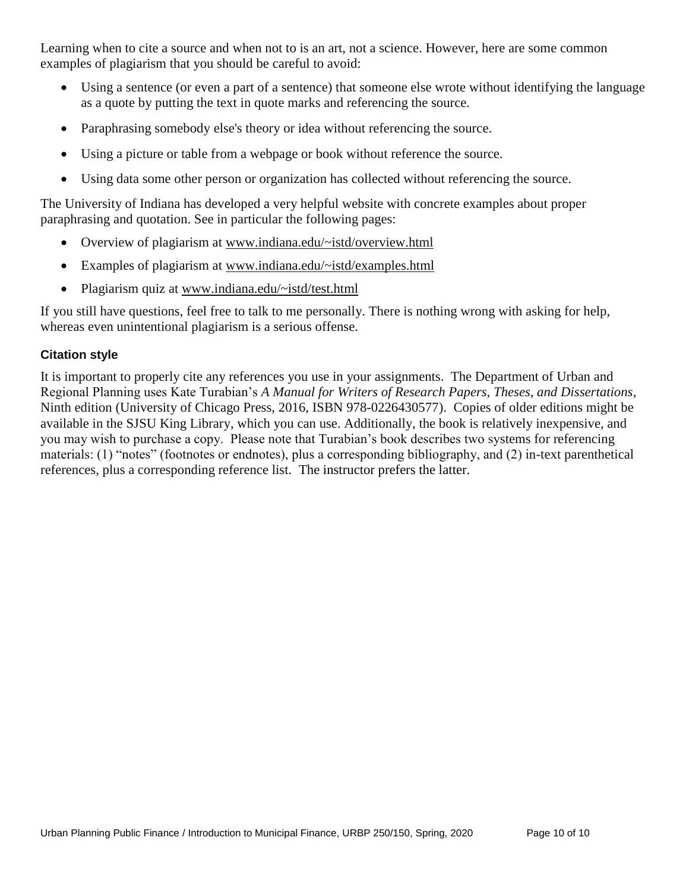Learning when to cite a source and when not to is an art, not a science. However, here are some common examples of plagiarism that you should be careful to avoid:

- Using a sentence (or even a part of a sentence) that someone else wrote without identifying the language as a quote by putting the text in quote marks and referencing the source.
- Paraphrasing somebody else's theory or idea without referencing the source.
- Using a picture or table from a webpage or book without reference the source.
- Using data some other person or organization has collected without referencing the source.

The University of Indiana has developed a very helpful website with concrete examples about proper paraphrasing and quotation. See in particular the following pages:

- Overview of plagiarism at www.indiana.edu/~istd/overview.html
- Examples of plagiarism at www.indiana.edu/~istd/examples.html
- Plagiarism quiz at www.indiana.edu/~istd/test.html

If you still have questions, feel free to talk to me personally. There is nothing wrong with asking for help, whereas even unintentional plagiarism is a serious offense.

### Citation style

It is important to properly cite any references you use in your assignments. The Department of Urban and Regional Planning uses Kate Turabian's *A Manual for Writers of Research Papers, Theses, and Dissertations*, Ninth edition (University of Chicago Press, 2016, ISBN 978-0226430577). Copies of older editions might be available in the SJSU King Library, which you can use. Additionally, the book is relatively inexpensive, and you may wish to purchase a copy. Please note that Turabian's book describes two systems for referencing materials: (1) "notes" (footnotes or endnotes), plus a corresponding bibliography, and (2) in-text parenthetical references, plus a corresponding reference list. The instructor prefers the latter.